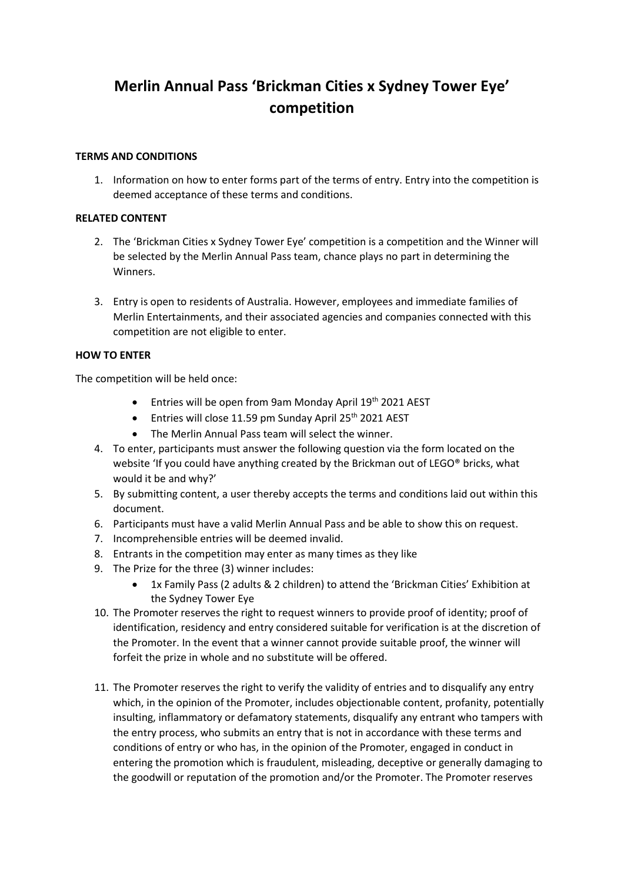# Merlin Annual Pass 'Brickman Cities x Sydney Tower Eye' competition

**TERMS AND CONDITIONS**

1. Information on how to enter forms part of the terms of entry. Entry into the competition is deemed acceptance of these terms and conditions.

**RELATED CONTENT**

2. The 'Brickman Cities x Sydney Tower Eye' competition is a competition and the Winner will be selected by the Merlin Annual Pass team, chance plays no part in determining the Winners.

3. Entry is open to residents of Australia. However, employees and immediate families of Merlin Entertainments, and their associated agencies and companies connected with this competition are not eligible to enter.

**HOW TO ENTER**

The competition will be held once:

- Entries will be open from 9am Monday April 19th 2021 AEST
- Entries will close 11.59 pm Sunday April 25th 2021 AEST
- The Merlin Annual Pass team will select the winner.

4. To enter, participants must answer the following question via the form located on the website 'If you could have anything created by the Brickman out of LEGO® bricks, what would it be and why?'
5. By submitting content, a user thereby accepts the terms and conditions laid out within this document.
6. Participants must have a valid Merlin Annual Pass and be able to show this on request.
7. Incomprehensible entries will be deemed invalid.
8. Entrants in the competition may enter as many times as they like
9. The Prize for the three (3) winner includes:
   - 1x Family Pass (2 adults & 2 children) to attend the 'Brickman Cities' Exhibition at the Sydney Tower Eye
10. The Promoter reserves the right to request winners to provide proof of identity; proof of identification, residency and entry considered suitable for verification is at the discretion of the Promoter. In the event that a winner cannot provide suitable proof, the winner will forfeit the prize in whole and no substitute will be offered.

11. The Promoter reserves the right to verify the validity of entries and to disqualify any entry which, in the opinion of the Promoter, includes objectionable content, profanity, potentially insulting, inflammatory or defamatory statements, disqualify any entrant who tampers with the entry process, who submits an entry that is not in accordance with these terms and conditions of entry or who has, in the opinion of the Promoter, engaged in conduct in entering the promotion which is fraudulent, misleading, deceptive or generally damaging to the goodwill or reputation of the promotion and/or the Promoter. The Promoter reserves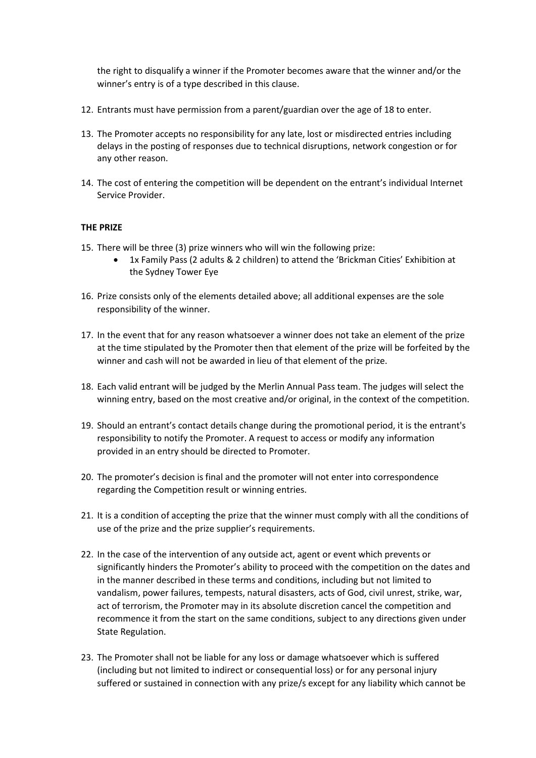the right to disqualify a winner if the Promoter becomes aware that the winner and/or the winner's entry is of a type described in this clause.

12. Entrants must have permission from a parent/guardian over the age of 18 to enter.

13. The Promoter accepts no responsibility for any late, lost or misdirected entries including delays in the posting of responses due to technical disruptions, network congestion or for any other reason.

14. The cost of entering the competition will be dependent on the entrant's individual Internet Service Provider.

**THE PRIZE**

15. There will be three (3) prize winners who will win the following prize:
    - 1x Family Pass (2 adults & 2 children) to attend the 'Brickman Cities' Exhibition at the Sydney Tower Eye

16. Prize consists only of the elements detailed above; all additional expenses are the sole responsibility of the winner.

17. In the event that for any reason whatsoever a winner does not take an element of the prize at the time stipulated by the Promoter then that element of the prize will be forfeited by the winner and cash will not be awarded in lieu of that element of the prize.

18. Each valid entrant will be judged by the Merlin Annual Pass team. The judges will select the winning entry, based on the most creative and/or original, in the context of the competition.

19. Should an entrant's contact details change during the promotional period, it is the entrant's responsibility to notify the Promoter. A request to access or modify any information provided in an entry should be directed to Promoter.

20. The promoter's decision is final and the promoter will not enter into correspondence regarding the Competition result or winning entries.

21. It is a condition of accepting the prize that the winner must comply with all the conditions of use of the prize and the prize supplier's requirements.

22. In the case of the intervention of any outside act, agent or event which prevents or significantly hinders the Promoter's ability to proceed with the competition on the dates and in the manner described in these terms and conditions, including but not limited to vandalism, power failures, tempests, natural disasters, acts of God, civil unrest, strike, war, act of terrorism, the Promoter may in its absolute discretion cancel the competition and recommence it from the start on the same conditions, subject to any directions given under State Regulation.

23. The Promoter shall not be liable for any loss or damage whatsoever which is suffered (including but not limited to indirect or consequential loss) or for any personal injury suffered or sustained in connection with any prize/s except for any liability which cannot be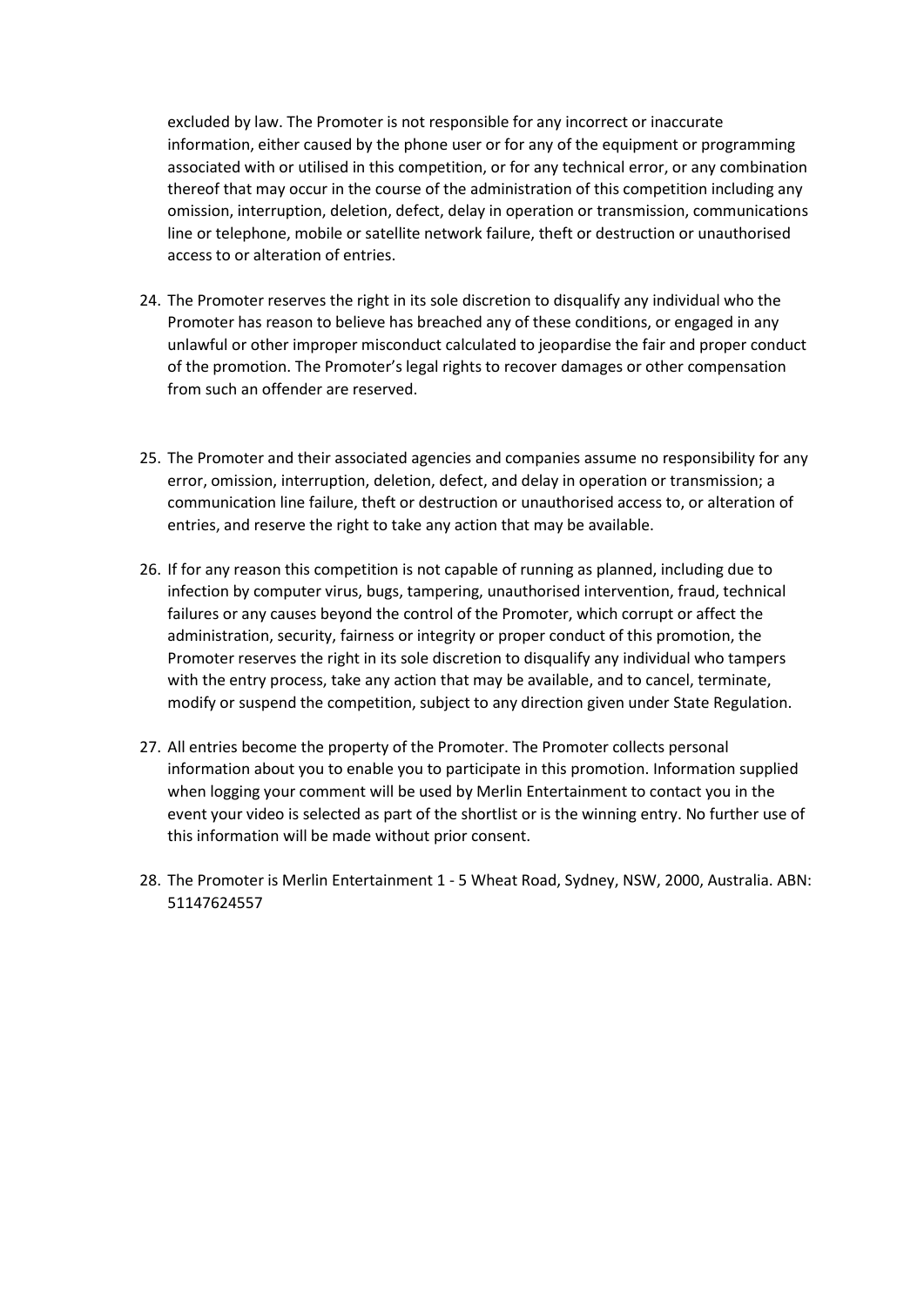excluded by law. The Promoter is not responsible for any incorrect or inaccurate information, either caused by the phone user or for any of the equipment or programming associated with or utilised in this competition, or for any technical error, or any combination thereof that may occur in the course of the administration of this competition including any omission, interruption, deletion, defect, delay in operation or transmission, communications line or telephone, mobile or satellite network failure, theft or destruction or unauthorised access to or alteration of entries.

24. The Promoter reserves the right in its sole discretion to disqualify any individual who the Promoter has reason to believe has breached any of these conditions, or engaged in any unlawful or other improper misconduct calculated to jeopardise the fair and proper conduct of the promotion. The Promoter's legal rights to recover damages or other compensation from such an offender are reserved.

25. The Promoter and their associated agencies and companies assume no responsibility for any error, omission, interruption, deletion, defect, and delay in operation or transmission; a communication line failure, theft or destruction or unauthorised access to, or alteration of entries, and reserve the right to take any action that may be available.

26. If for any reason this competition is not capable of running as planned, including due to infection by computer virus, bugs, tampering, unauthorised intervention, fraud, technical failures or any causes beyond the control of the Promoter, which corrupt or affect the administration, security, fairness or integrity or proper conduct of this promotion, the Promoter reserves the right in its sole discretion to disqualify any individual who tampers with the entry process, take any action that may be available, and to cancel, terminate, modify or suspend the competition, subject to any direction given under State Regulation.

27. All entries become the property of the Promoter. The Promoter collects personal information about you to enable you to participate in this promotion. Information supplied when logging your comment will be used by Merlin Entertainment to contact you in the event your video is selected as part of the shortlist or is the winning entry. No further use of this information will be made without prior consent.

28. The Promoter is Merlin Entertainment 1 - 5 Wheat Road, Sydney, NSW, 2000, Australia. ABN: 51147624557